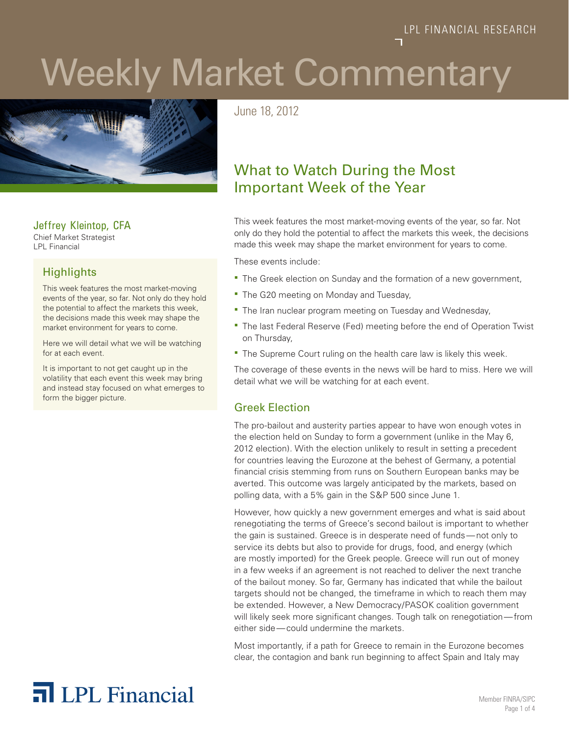LPL FINANCIAL RESEARCH

# Weekly Market Commentary

June 18, 2012

## What to Watch During the Most Important Week of the Year

Jeffrey Kleintop, CFA
Chief Market Strategist
LPL Financial

### Highlights

This week features the most market-moving events of the year, so far. Not only do they hold the potential to affect the markets this week, the decisions made this week may shape the market environment for years to come.

Here we will detail what we will be watching for at each event.

It is important to not get caught up in the volatility that each event this week may bring and instead stay focused on what emerges to form the bigger picture.

This week features the most market-moving events of the year, so far. Not only do they hold the potential to affect the markets this week, the decisions made this week may shape the market environment for years to come.

These events include:

- The Greek election on Sunday and the formation of a new government,
- The G20 meeting on Monday and Tuesday,
- The Iran nuclear program meeting on Tuesday and Wednesday,
- The last Federal Reserve (Fed) meeting before the end of Operation Twist on Thursday,
- The Supreme Court ruling on the health care law is likely this week.

The coverage of these events in the news will be hard to miss. Here we will detail what we will be watching for at each event.

### Greek Election

The pro-bailout and austerity parties appear to have won enough votes in the election held on Sunday to form a government (unlike in the May 6, 2012 election). With the election unlikely to result in setting a precedent for countries leaving the Eurozone at the behest of Germany, a potential financial crisis stemming from runs on Southern European banks may be averted. This outcome was largely anticipated by the markets, based on polling data, with a 5% gain in the S&P 500 since June 1.

However, how quickly a new government emerges and what is said about renegotiating the terms of Greece's second bailout is important to whether the gain is sustained. Greece is in desperate need of funds—not only to service its debts but also to provide for drugs, food, and energy (which are mostly imported) for the Greek people. Greece will run out of money in a few weeks if an agreement is not reached to deliver the next tranche of the bailout money. So far, Germany has indicated that while the bailout targets should not be changed, the timeframe in which to reach them may be extended. However, a New Democracy/PASOK coalition government will likely seek more significant changes. Tough talk on renegotiation—from either side—could undermine the markets.

Most importantly, if a path for Greece to remain in the Eurozone becomes clear, the contagion and bank run beginning to affect Spain and Italy may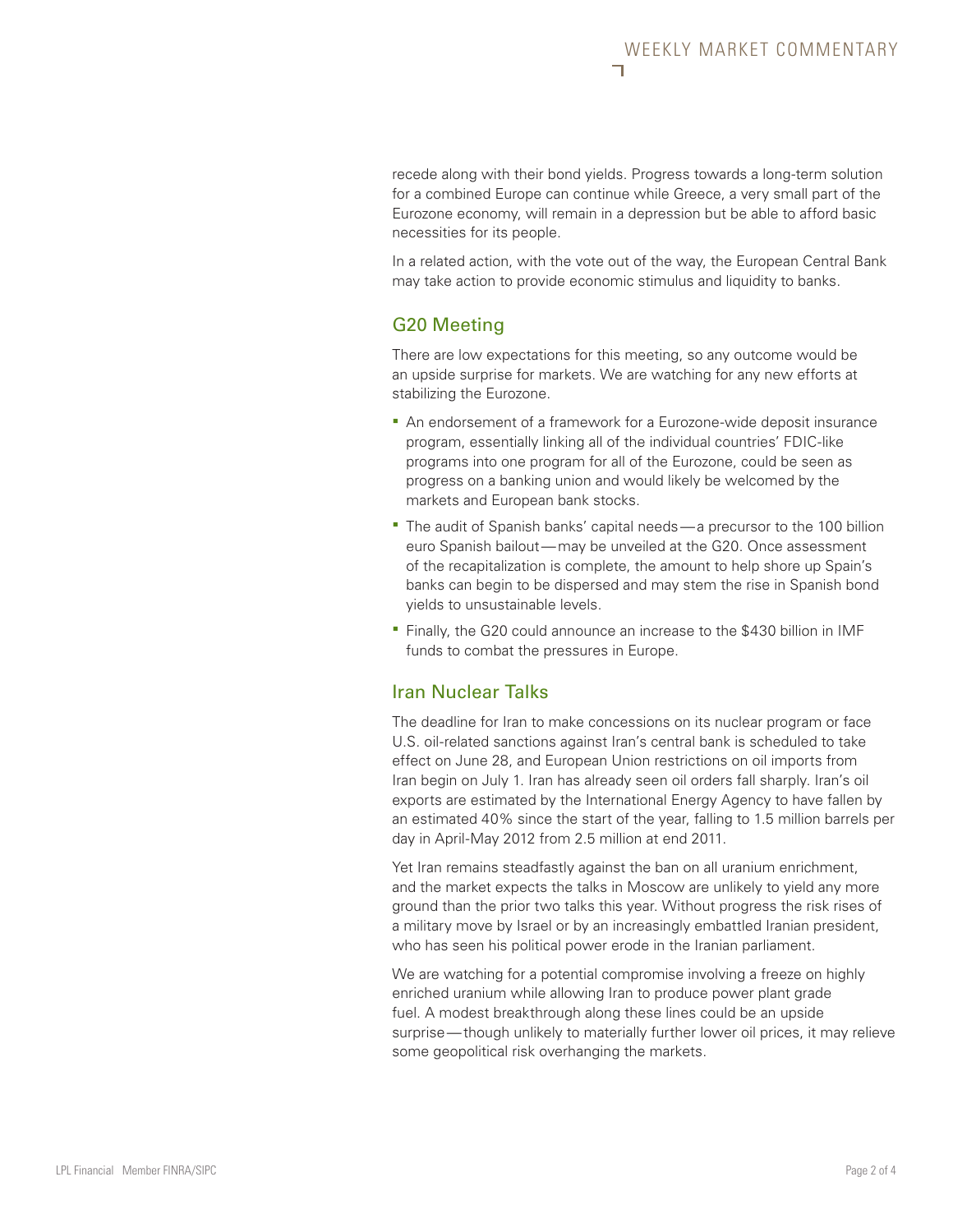recede along with their bond yields. Progress towards a long-term solution for a combined Europe can continue while Greece, a very small part of the Eurozone economy, will remain in a depression but be able to afford basic necessities for its people.

In a related action, with the vote out of the way, the European Central Bank may take action to provide economic stimulus and liquidity to banks.

## G20 Meeting

There are low expectations for this meeting, so any outcome would be an upside surprise for markets. We are watching for any new efforts at stabilizing the Eurozone.

- An endorsement of a framework for a Eurozone-wide deposit insurance program, essentially linking all of the individual countries' FDIC-like programs into one program for all of the Eurozone, could be seen as progress on a banking union and would likely be welcomed by the markets and European bank stocks.
- The audit of Spanish banks' capital needs—a precursor to the 100 billion euro Spanish bailout—may be unveiled at the G20. Once assessment of the recapitalization is complete, the amount to help shore up Spain's banks can begin to be dispersed and may stem the rise in Spanish bond yields to unsustainable levels.
- Finally, the G20 could announce an increase to the $430 billion in IMF funds to combat the pressures in Europe.

## Iran Nuclear Talks

The deadline for Iran to make concessions on its nuclear program or face U.S. oil-related sanctions against Iran's central bank is scheduled to take effect on June 28, and European Union restrictions on oil imports from Iran begin on July 1. Iran has already seen oil orders fall sharply. Iran's oil exports are estimated by the International Energy Agency to have fallen by an estimated 40% since the start of the year, falling to 1.5 million barrels per day in April-May 2012 from 2.5 million at end 2011.

Yet Iran remains steadfastly against the ban on all uranium enrichment, and the market expects the talks in Moscow are unlikely to yield any more ground than the prior two talks this year. Without progress the risk rises of a military move by Israel or by an increasingly embattled Iranian president, who has seen his political power erode in the Iranian parliament.

We are watching for a potential compromise involving a freeze on highly enriched uranium while allowing Iran to produce power plant grade fuel. A modest breakthrough along these lines could be an upside surprise—though unlikely to materially further lower oil prices, it may relieve some geopolitical risk overhanging the markets.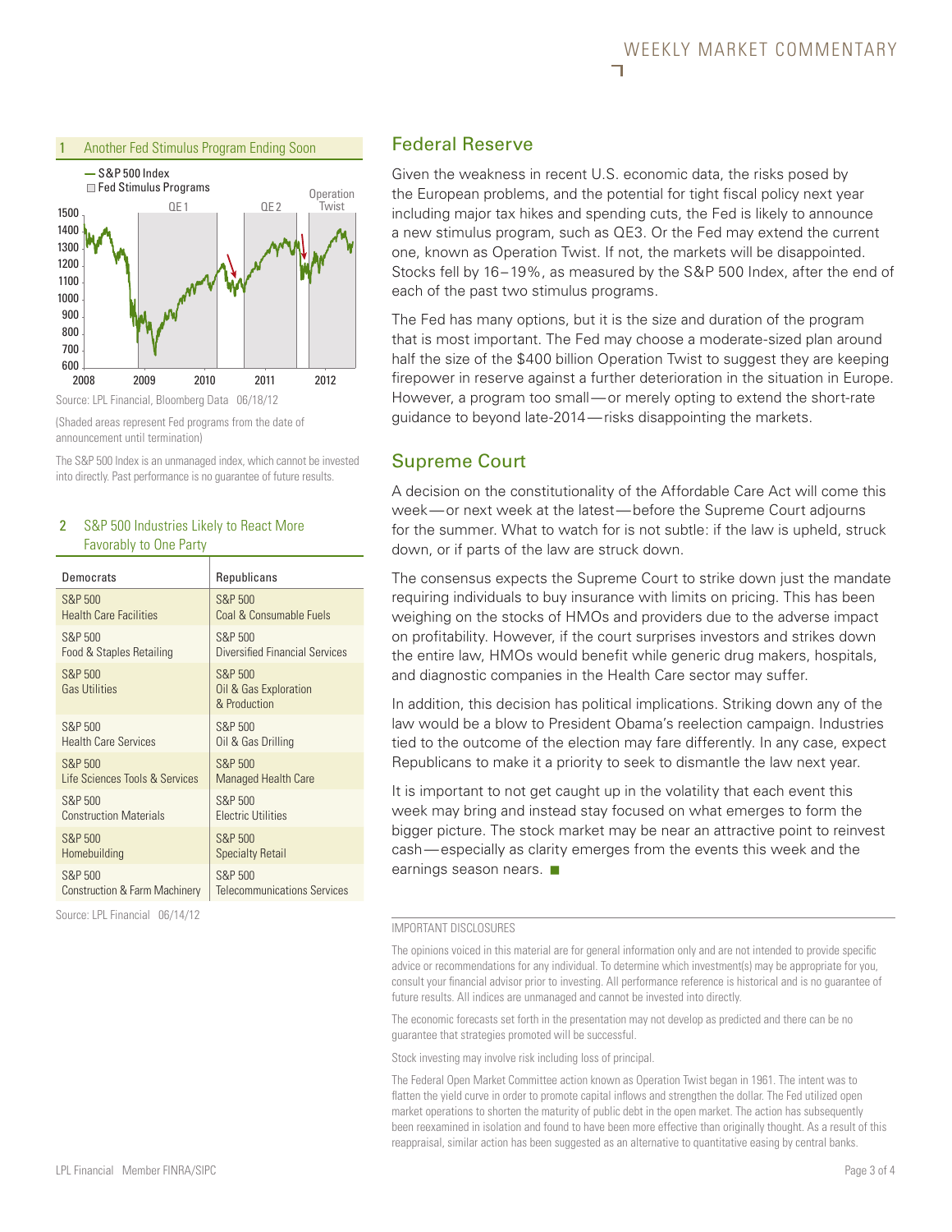**1 Another Fed Stimulus Program Ending Soon**

Source: LPL Financial, Bloomberg Data 06/18/12

(Shaded areas represent Fed programs from the date of announcement until termination)

The S&P 500 Index is an unmanaged index, which cannot be invested into directly. Past performance is no guarantee of future results.

**2 S&P 500 Industries Likely to React More Favorably to One Party**

| Democrats | Republicans |
|---|---|
| S&P 500 Health Care Facilities | S&P 500 Coal & Consumable Fuels |
| S&P 500 Food & Staples Retailing | S&P 500 Diversified Financial Services |
| S&P 500 Gas Utilities | S&P 500 Oil & Gas Exploration & Production |
| S&P 500 Health Care Services | S&P 500 Oil & Gas Drilling |
| S&P 500 Life Sciences Tools & Services | S&P 500 Managed Health Care |
| S&P 500 Construction Materials | S&P 500 Electric Utilities |
| S&P 500 Homebuilding | S&P 500 Specialty Retail |
| S&P 500 Construction & Farm Machinery | S&P 500 Telecommunications Services |

Source: LPL Financial 06/14/12

## Federal Reserve

Given the weakness in recent U.S. economic data, the risks posed by the European problems, and the potential for tight fiscal policy next year including major tax hikes and spending cuts, the Fed is likely to announce a new stimulus program, such as QE3. Or the Fed may extend the current one, known as Operation Twist. If not, the markets will be disappointed. Stocks fell by 16–19%, as measured by the S&P 500 Index, after the end of each of the past two stimulus programs.

The Fed has many options, but it is the size and duration of the program that is most important. The Fed may choose a moderate-sized plan around half the size of the $400 billion Operation Twist to suggest they are keeping firepower in reserve against a further deterioration in the situation in Europe. However, a program too small—or merely opting to extend the short-rate guidance to beyond late-2014—risks disappointing the markets.

## Supreme Court

A decision on the constitutionality of the Affordable Care Act will come this week—or next week at the latest—before the Supreme Court adjourns for the summer. What to watch for is not subtle: if the law is upheld, struck down, or if parts of the law are struck down.

The consensus expects the Supreme Court to strike down just the mandate requiring individuals to buy insurance with limits on pricing. This has been weighing on the stocks of HMOs and providers due to the adverse impact on profitability. However, if the court surprises investors and strikes down the entire law, HMOs would benefit while generic drug makers, hospitals, and diagnostic companies in the Health Care sector may suffer.

In addition, this decision has political implications. Striking down any of the law would be a blow to President Obama's reelection campaign. Industries tied to the outcome of the election may fare differently. In any case, expect Republicans to make it a priority to seek to dismantle the law next year.

It is important to not get caught up in the volatility that each event this week may bring and instead stay focused on what emerges to form the bigger picture. The stock market may be near an attractive point to reinvest cash—especially as clarity emerges from the events this week and the earnings season nears. ■

IMPORTANT DISCLOSURES

The opinions voiced in this material are for general information only and are not intended to provide specific advice or recommendations for any individual. To determine which investment(s) may be appropriate for you, consult your financial advisor prior to investing. All performance reference is historical and is no guarantee of future results. All indices are unmanaged and cannot be invested into directly.

The economic forecasts set forth in the presentation may not develop as predicted and there can be no guarantee that strategies promoted will be successful.

Stock investing may involve risk including loss of principal.

The Federal Open Market Committee action known as Operation Twist began in 1961. The intent was to flatten the yield curve in order to promote capital inflows and strengthen the dollar. The Fed utilized open market operations to shorten the maturity of public debt in the open market. The action has subsequently been reexamined in isolation and found to have been more effective than originally thought. As a result of this reappraisal, similar action has been suggested as an alternative to quantitative easing by central banks.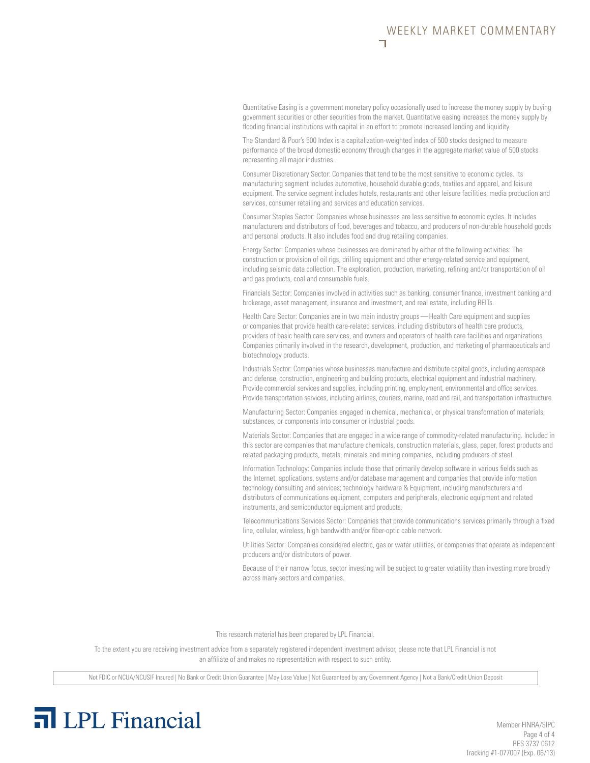Quantitative Easing is a government monetary policy occasionally used to increase the money supply by buying government securities or other securities from the market. Quantitative easing increases the money supply by flooding financial institutions with capital in an effort to promote increased lending and liquidity.

The Standard & Poor's 500 Index is a capitalization-weighted index of 500 stocks designed to measure performance of the broad domestic economy through changes in the aggregate market value of 500 stocks representing all major industries.

Consumer Discretionary Sector: Companies that tend to be the most sensitive to economic cycles. Its manufacturing segment includes automotive, household durable goods, textiles and apparel, and leisure equipment. The service segment includes hotels, restaurants and other leisure facilities, media production and services, consumer retailing and services and education services.

Consumer Staples Sector: Companies whose businesses are less sensitive to economic cycles. It includes manufacturers and distributors of food, beverages and tobacco, and producers of non-durable household goods and personal products. It also includes food and drug retailing companies.

Energy Sector: Companies whose businesses are dominated by either of the following activities: The construction or provision of oil rigs, drilling equipment and other energy-related service and equipment, including seismic data collection. The exploration, production, marketing, refining and/or transportation of oil and gas products, coal and consumable fuels.

Financials Sector: Companies involved in activities such as banking, consumer finance, investment banking and brokerage, asset management, insurance and investment, and real estate, including REITs.

Health Care Sector: Companies are in two main industry groups — Health Care equipment and supplies or companies that provide health care-related services, including distributors of health care products, providers of basic health care services, and owners and operators of health care facilities and organizations. Companies primarily involved in the research, development, production, and marketing of pharmaceuticals and biotechnology products.

Industrials Sector: Companies whose businesses manufacture and distribute capital goods, including aerospace and defense, construction, engineering and building products, electrical equipment and industrial machinery. Provide commercial services and supplies, including printing, employment, environmental and office services. Provide transportation services, including airlines, couriers, marine, road and rail, and transportation infrastructure.

Manufacturing Sector: Companies engaged in chemical, mechanical, or physical transformation of materials, substances, or components into consumer or industrial goods.

Materials Sector: Companies that are engaged in a wide range of commodity-related manufacturing. Included in this sector are companies that manufacture chemicals, construction materials, glass, paper, forest products and related packaging products, metals, minerals and mining companies, including producers of steel.

Information Technology: Companies include those that primarily develop software in various fields such as the Internet, applications, systems and/or database management and companies that provide information technology consulting and services; technology hardware & Equipment, including manufacturers and distributors of communications equipment, computers and peripherals, electronic equipment and related instruments, and semiconductor equipment and products.

Telecommunications Services Sector: Companies that provide communications services primarily through a fixed line, cellular, wireless, high bandwidth and/or fiber-optic cable network.

Utilities Sector: Companies considered electric, gas or water utilities, or companies that operate as independent producers and/or distributors of power.

Because of their narrow focus, sector investing will be subject to greater volatility than investing more broadly across many sectors and companies.

This research material has been prepared by LPL Financial.

To the extent you are receiving investment advice from a separately registered independent investment advisor, please note that LPL Financial is not an affiliate of and makes no representation with respect to such entity.

Not FDIC or NCUA/NCUSIF Insured | No Bank or Credit Union Guarantee | May Lose Value | Not Guaranteed by any Government Agency | Not a Bank/Credit Union Deposit

LPL Financial

Member FINRA/SIPC

RES 3737 0612

Tracking #1-077007 (Exp. 06/13)